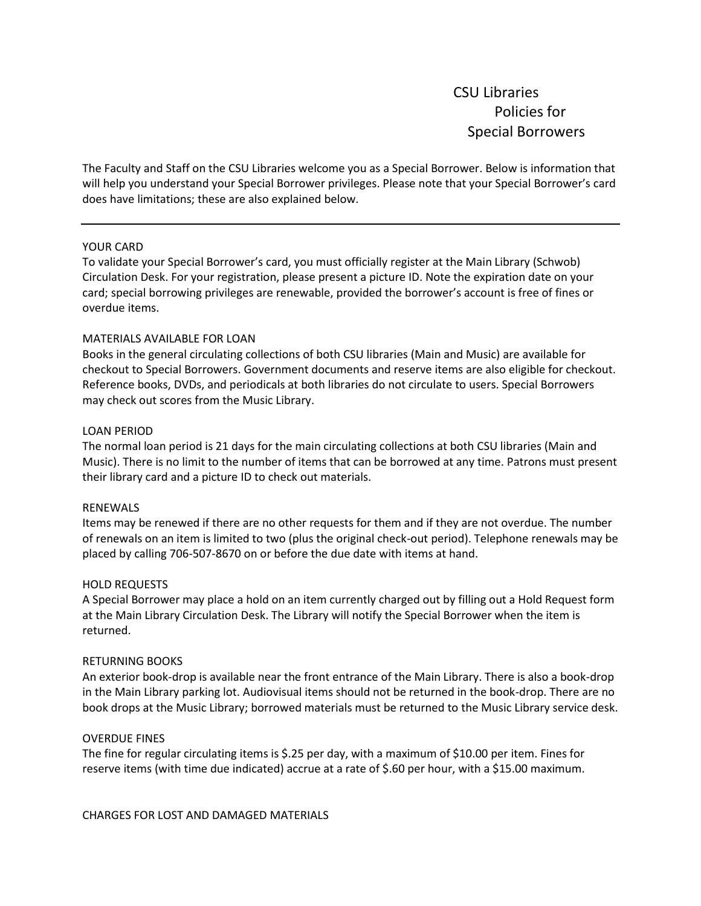# CSU Libraries Policies for Special Borrowers

The Faculty and Staff on the CSU Libraries welcome you as a Special Borrower. Below is information that will help you understand your Special Borrower privileges. Please note that your Special Borrower's card does have limitations; these are also explained below.

---

## YOUR CARD

To validate your Special Borrower's card, you must officially register at the Main Library (Schwob) Circulation Desk. For your registration, please present a picture ID. Note the expiration date on your card; special borrowing privileges are renewable, provided the borrower's account is free of fines or overdue items.

## MATERIALS AVAILABLE FOR LOAN

Books in the general circulating collections of both CSU libraries (Main and Music) are available for checkout to Special Borrowers. Government documents and reserve items are also eligible for checkout. Reference books, DVDs, and periodicals at both libraries do not circulate to users. Special Borrowers may check out scores from the Music Library.

## LOAN PERIOD

The normal loan period is 21 days for the main circulating collections at both CSU libraries (Main and Music). There is no limit to the number of items that can be borrowed at any time. Patrons must present their library card and a picture ID to check out materials.

## RENEWALS

Items may be renewed if there are no other requests for them and if they are not overdue. The number of renewals on an item is limited to two (plus the original check-out period). Telephone renewals may be placed by calling 706-507-8670 on or before the due date with items at hand.

## HOLD REQUESTS

A Special Borrower may place a hold on an item currently charged out by filling out a Hold Request form at the Main Library Circulation Desk. The Library will notify the Special Borrower when the item is returned.

## RETURNING BOOKS

An exterior book-drop is available near the front entrance of the Main Library. There is also a book-drop in the Main Library parking lot. Audiovisual items should not be returned in the book-drop. There are no book drops at the Music Library; borrowed materials must be returned to the Music Library service desk.

## OVERDUE FINES

The fine for regular circulating items is $.25 per day, with a maximum of $10.00 per item. Fines for reserve items (with time due indicated) accrue at a rate of $.60 per hour, with a $15.00 maximum.

## CHARGES FOR LOST AND DAMAGED MATERIALS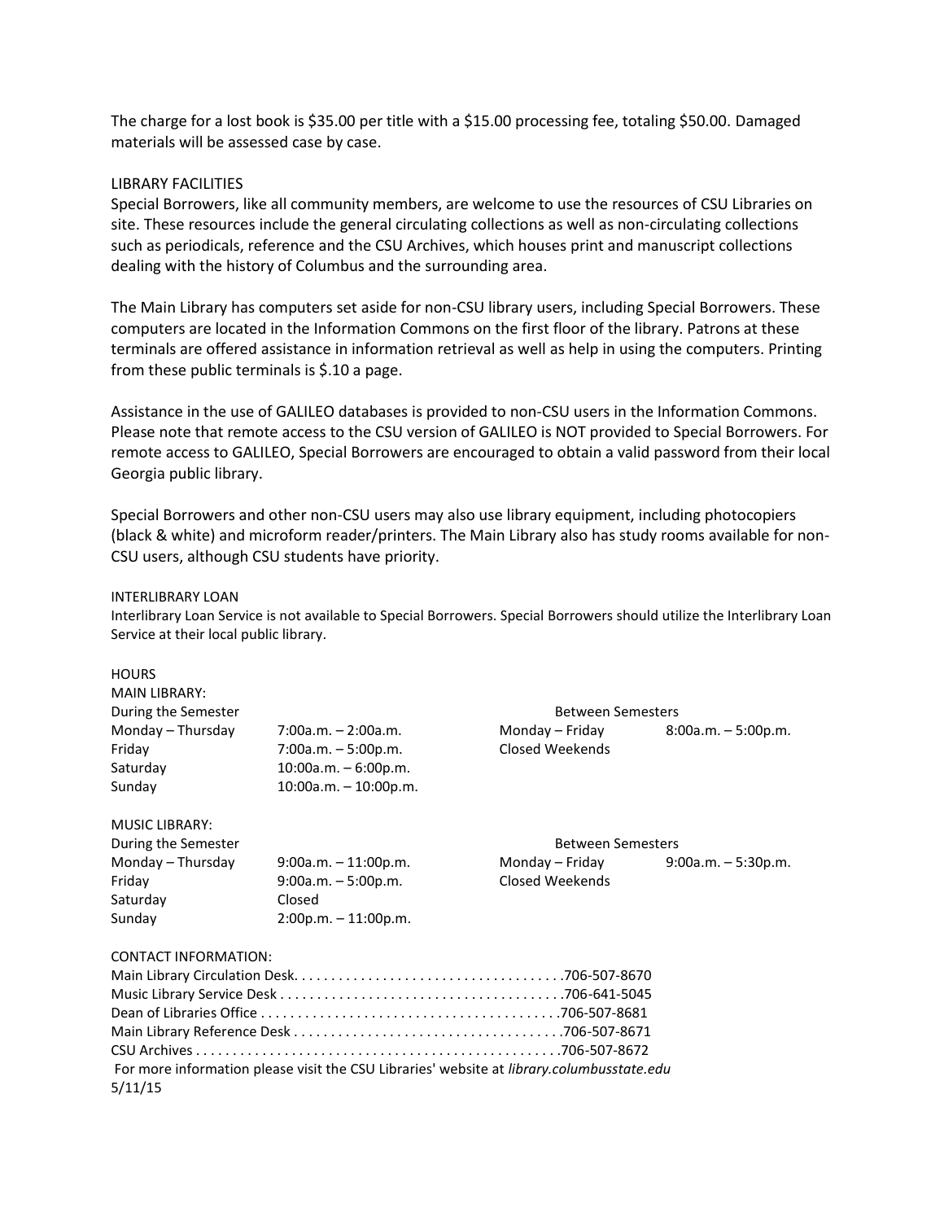The charge for a lost book is $35.00 per title with a $15.00 processing fee, totaling $50.00. Damaged materials will be assessed case by case.

## LIBRARY FACILITIES

Special Borrowers, like all community members, are welcome to use the resources of CSU Libraries on site. These resources include the general circulating collections as well as non-circulating collections such as periodicals, reference and the CSU Archives, which houses print and manuscript collections dealing with the history of Columbus and the surrounding area.

The Main Library has computers set aside for non-CSU library users, including Special Borrowers. These computers are located in the Information Commons on the first floor of the library. Patrons at these terminals are offered assistance in information retrieval as well as help in using the computers. Printing from these public terminals is $.10 a page.

Assistance in the use of GALILEO databases is provided to non-CSU users in the Information Commons. Please note that remote access to the CSU version of GALILEO is NOT provided to Special Borrowers. For remote access to GALILEO, Special Borrowers are encouraged to obtain a valid password from their local Georgia public library.

Special Borrowers and other non-CSU users may also use library equipment, including photocopiers (black & white) and microform reader/printers. The Main Library also has study rooms available for non-CSU users, although CSU students have priority.

## INTERLIBRARY LOAN

Interlibrary Loan Service is not available to Special Borrowers. Special Borrowers should utilize the Interlibrary Loan Service at their local public library.

## HOURS

MAIN LIBRARY:

| During the Semester | | Between Semesters | |
|---|---|---|---|
| Monday – Thursday | 7:00a.m. – 2:00a.m. | Monday – Friday | 8:00a.m. – 5:00p.m. |
| Friday | 7:00a.m. – 5:00p.m. | Closed Weekends | |
| Saturday | 10:00a.m. – 6:00p.m. | | |
| Sunday | 10:00a.m. – 10:00p.m. | | |

MUSIC LIBRARY:

| During the Semester | | Between Semesters | |
|---|---|---|---|
| Monday – Thursday | 9:00a.m. – 11:00p.m. | Monday – Friday | 9:00a.m. – 5:30p.m. |
| Friday | 9:00a.m. – 5:00p.m. | Closed Weekends | |
| Saturday | Closed | | |
| Sunday | 2:00p.m. – 11:00p.m. | | |

## CONTACT INFORMATION:

Main Library Circulation Desk. . . . . . . . . . . . . . . . . . . . . . . . . . . . . . . . . . . .706-507-8670
Music Library Service Desk . . . . . . . . . . . . . . . . . . . . . . . . . . . . . . . . . . . . . .706-641-5045
Dean of Libraries Office . . . . . . . . . . . . . . . . . . . . . . . . . . . . . . . . . . . . . . . .706-507-8681
Main Library Reference Desk . . . . . . . . . . . . . . . . . . . . . . . . . . . . . . . . . . . .706-507-8671
CSU Archives . . . . . . . . . . . . . . . . . . . . . . . . . . . . . . . . . . . . . . . . . . . . . . . . .706-507-8672

For more information please visit the CSU Libraries' website at *library.columbusstate.edu*

5/11/15